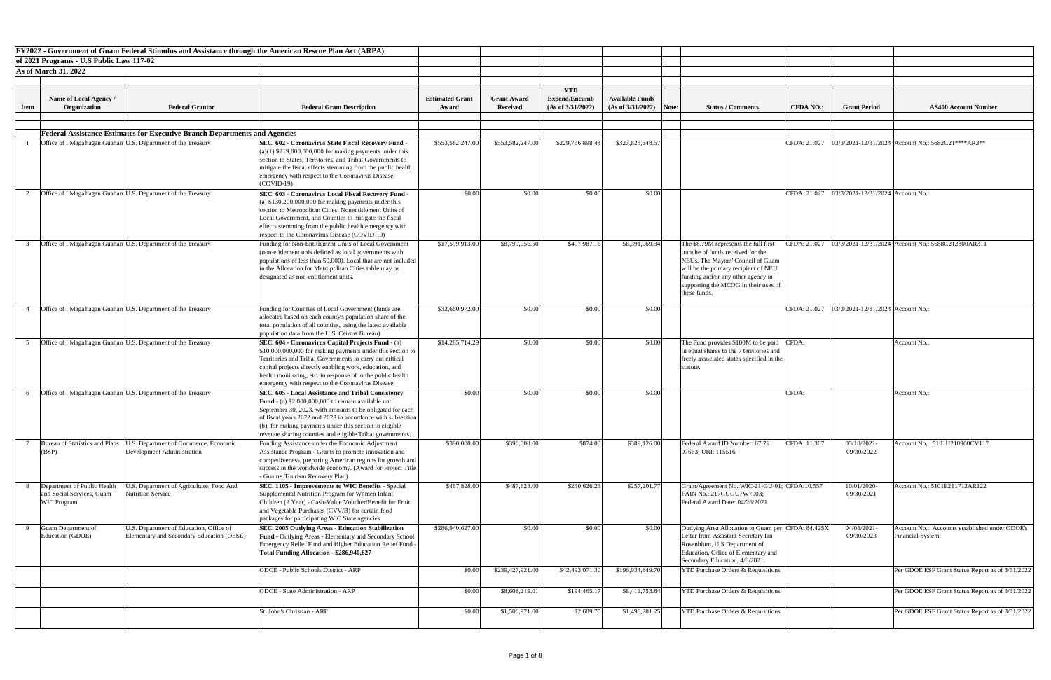**FY2022 - Government of Guam Federal Stimulus and Assistance through the American Rescue Plan Act (ARPA)**
**of 2021 Programs - U.S Public Law 117-02**
**As of March 31, 2022**

| Item | Name of Local Agency / Organization | Federal Grantor | Federal Grant Description | Estimated Grant Award | Grant Award Received | YTD Expend/Encumb (As of 3/31/2022) | Available Funds (As of 3/31/2022) | Note: | Status / Comments | CFDA NO.: | Grant Period | AS400 Account Number |
|---|---|---|---|---|---|---|---|---|---|---|---|---|
| | **Federal Assistance Estimates for Executive Branch Departments and Agencies** | | | | | | | | | | | |
| 1 | Office of I Maga'hagan Guahan | U.S. Department of the Treasury | **SEC. 602 - Coronavirus State Fiscal Recovery Fund** - (a)(1) $219,800,000,000 for making payments under this section to States, Territories, and Tribal Governments to mitigate the fiscal effects stemming from the public health emergency with respect to the Coronavirus Disease (COVID-19) | $553,582,247.00 | $553,582,247.00 | $229,756,898.43 | $323,825,348.57 | | | CFDA: 21.027 | 03/3/2021-12/31/2024 | Account No.: 5682C21****AR3** |
| 2 | Office of I Maga'hagan Guahan | U.S. Department of the Treasury | **SEC. 603 - Coronavirus Local Fiscal Recovery Fund** - (a) $130,200,000,000 for making payments under this section to Metropolitan Cities, Nonentitlement Units of Local Government, and Counties to mitigate the fiscal effects stemming from the public health emergency with respect to the Coronavirus Disease (COVID-19) | $0.00 | $0.00 | $0.00 | $0.00 | | | CFDA: 21.027 | 03/3/2021-12/31/2024 | Account No.: |
| 3 | Office of I Maga'hagan Guahan | U.S. Department of the Treasury | Funding for Non-Entitlement Units of Local Government (non-entitlement unis defined as local governments with populations of less than 50,000). Local that are not included in the Allocation for Metropolitan Cities table may be designated as non-entitlement units. | $17,599,913.00 | $8,799,956.50 | $407,987.16 | $8,391,969.34 | | The $8.79M represents the full first tranche of funds received for the NEUs. The Mayors' Council of Guam will be the primary recipient of NEU funding and/or any other agency in supporting the MCOG in their uses of these funds. | CFDA: 21.027 | 03/3/2021-12/31/2024 | Account No.: 5688C212800AR311 |
| 4 | Office of I Maga'hagan Guahan | U.S. Department of the Treasury | Funding for Counties of Local Government (funds are allocated based on each county's population share of the total population of all counties, using the latest available population data from the U.S. Census Bureau) | $32,660,972.00 | $0.00 | $0.00 | $0.00 | | | CFDA: 21.027 | 03/3/2021-12/31/2024 | Account No.: |
| 5 | Office of I Maga'hagan Guahan | U.S. Department of the Treasury | **SEC. 604 - Coronavirus Capital Projects Fund** - (a) $10,000,000,000 for making payments under this section to Territories and Tribal Governments to carry out critical capital projects directly enabling work, education, and health monitoring, etc. in response to of the public health emergency with respect to the Coronavirus Disease | $14,285,714.29 | $0.00 | $0.00 | $0.00 | | The Fund provides $100M to be paid in equal shares to the 7 territories and freely associated states specified in the statute. | CFDA: | | Account No.: |
| 6 | Office of I Maga'hagan Guahan | U.S. Department of the Treasury | **SEC. 605 - Local Assistance and Tribal Consistency Fund** - (a) $2,000,000,000 to remain available until September 30, 2023, with amounts to be obligated for each of fiscal years 2022 and 2023 in accordance with subsection (b), for making payments under this section to eligible revenue sharing counties and eligible Tribal governments. | $0.00 | $0.00 | $0.00 | $0.00 | | | CFDA: | | Account No.: |
| 7 | Bureau of Statistics and Plans (BSP) | U.S. Department of Commerce, Economic Development Administration | Funding Assistance under the Economic Adjustment Assistance Program - Grants to promote innovation and competitiveness, preparing American regions for growth and success in the worldwide economy. (Award for Project Title - Guam's Tourism Recovery Plan) | $390,000.00 | $390,000.00 | $874.00 | $389,126.00 | | Federal Award ID Number: 07 79 07663; URI: 115516 | CFDA: 11.307 | 03/18/2021-09/30/2022 | Account No.: 5101H210900CV117 |
| 8 | Department of Public Health and Social Services, Guam WIC Program | U.S. Department of Agriculture, Food And Nutrition Service | **SEC. 1105 - Improvements to WIC Benefits** - Special Supplemental Nutrition Program for Women Infant Children (2 Year) - Cash-Value Voucher/Benefit for Fruit and Vegetable Purchases (CVV/B) for certain food packages for participating WIC State agencies. | $487,828.00 | $487,828.00 | $230,626.23 | $257,201.77 | | Grant/Agreement No.:WIC-21-GU-01; FAIN No.: 217GUGU7W7003; Federal Award Date: 04/26/2021 | CFDA:10.557 | 10/01/2020-09/30/2021 | Account No.: 5101E211712AR122 |
| 9 | Guam Department of Education (GDOE) | U.S. Department of Education, Office of Elementary and Secondary Education (OESE) | **SEC. 2005 Outlying Areas - Education Stabilization Fund** - Outlying Areas - Elementary and Secondary School Emergency Relief Fund and Higher Education Relief Fund - **Total Funding Allocation - $286,940,627** | $286,940,627.00 | $0.00 | $0.00 | $0.00 | | Outlying Area Allocation to Guam per Letter from Assistant Secretary Ian Rosenblum, U.S Department of Education, Office of Elementary and Secondary Education, 4/8/2021. | CFDA: 84.425X | 04/08/2021-09/30/2023 | Account No.: Accounts established under GDOE's Financial System. |
| | | | GDOE - Public Schools District - ARP | $0.00 | $239,427,921.00 | $42,493,071.30 | $196,934,849.70 | | YTD Purchase Orders & Requisitions | | | Per GDOE ESF Grant Status Report as of 3/31/2022 |
| | | | GDOE - State Administration - ARP | $0.00 | $8,608,219.01 | $194,465.17 | $8,413,753.84 | | YTD Purchase Orders & Requisitions | | | Per GDOE ESF Grant Status Report as of 3/31/2022 |
| | | | St. John's Christian - ARP | $0.00 | $1,500,971.00 | $2,689.75 | $1,498,281.25 | | YTD Purchase Orders & Requisitions | | | Per GDOE ESF Grant Status Report as of 3/31/2022 |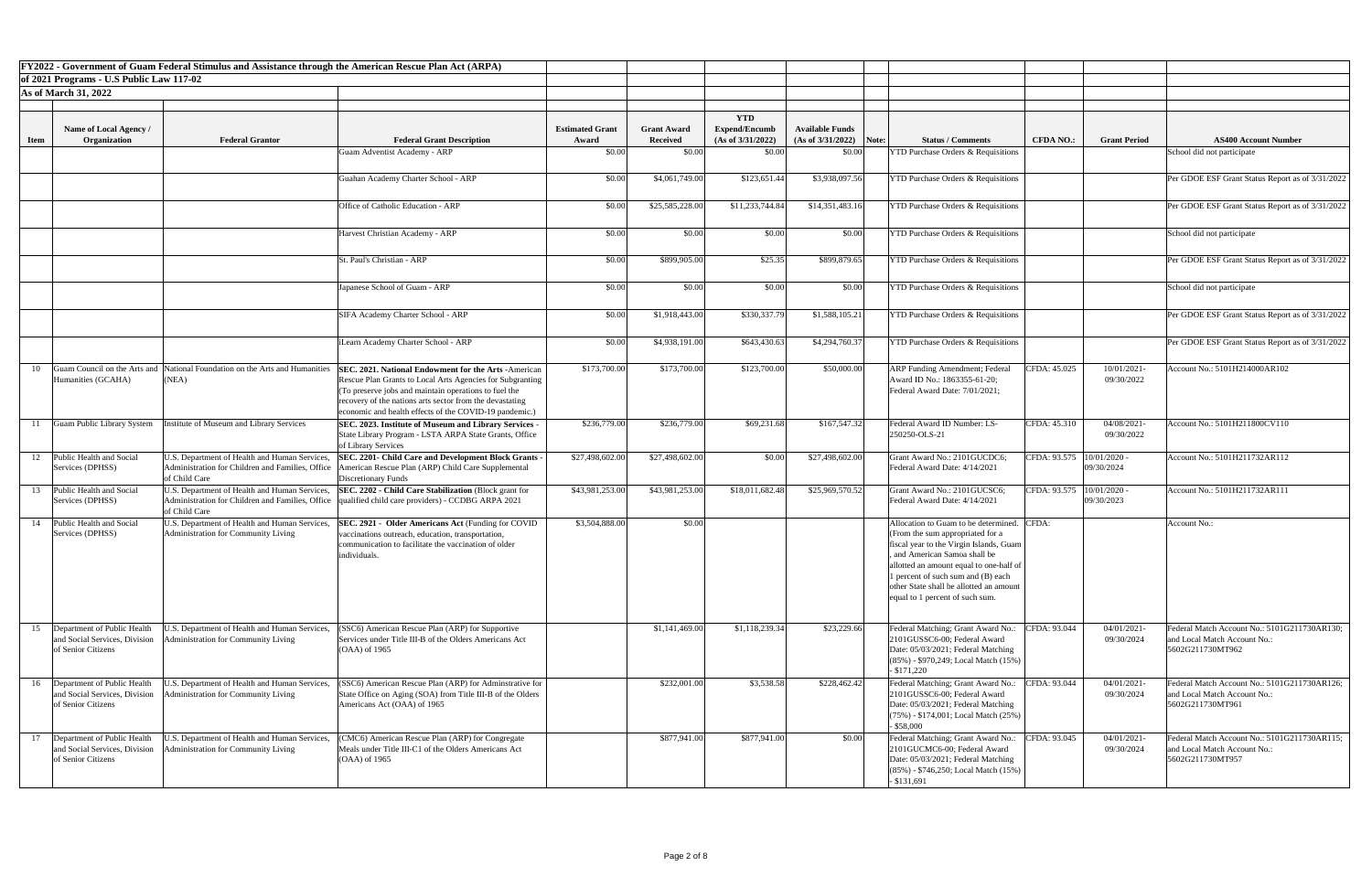**FY2022 - Government of Guam Federal Stimulus and Assistance through the American Rescue Plan Act (ARPA)**

**of 2021 Programs - U.S Public Law 117-02**

**As of March 31, 2022**

| Item | Name of Local Agency / Organization | Federal Grantor | Federal Grant Description | Estimated Grant Award | Grant Award Received | YTD Expend/Encumb (As of 3/31/2022) | Available Funds (As of 3/31/2022) | Note: | Status / Comments | CFDA NO.: | Grant Period | AS400 Account Number |
|---|---|---|---|---|---|---|---|---|---|---|---|---|
| | | | Guam Adventist Academy - ARP | $0.00 | $0.00 | $0.00 | $0.00 | | YTD Purchase Orders & Requisitions | | | School did not participate |
| | | | Guahan Academy Charter School - ARP | $0.00 | $4,061,749.00 | $123,651.44 | $3,938,097.56 | | YTD Purchase Orders & Requisitions | | | Per GDOE ESF Grant Status Report as of 3/31/2022 |
| | | | Office of Catholic Education - ARP | $0.00 | $25,585,228.00 | $11,233,744.84 | $14,351,483.16 | | YTD Purchase Orders & Requisitions | | | Per GDOE ESF Grant Status Report as of 3/31/2022 |
| | | | Harvest Christian Academy - ARP | $0.00 | $0.00 | $0.00 | $0.00 | | YTD Purchase Orders & Requisitions | | | School did not participate |
| | | | St. Paul's Christian - ARP | $0.00 | $899,905.00 | $25.35 | $899,879.65 | | YTD Purchase Orders & Requisitions | | | Per GDOE ESF Grant Status Report as of 3/31/2022 |
| | | | Japanese School of Guam - ARP | $0.00 | $0.00 | $0.00 | $0.00 | | YTD Purchase Orders & Requisitions | | | School did not participate |
| | | | SIFA Academy Charter School - ARP | $0.00 | $1,918,443.00 | $330,337.79 | $1,588,105.21 | | YTD Purchase Orders & Requisitions | | | Per GDOE ESF Grant Status Report as of 3/31/2022 |
| | | | iLearn Academy Charter School - ARP | $0.00 | $4,938,191.00 | $643,430.63 | $4,294,760.37 | | YTD Purchase Orders & Requisitions | | | Per GDOE ESF Grant Status Report as of 3/31/2022 |
| 10 | Guam Council on the Arts and Humanities (GCAHA) | National Foundation on the Arts and Humanities (NEA) | **SEC. 2021. National Endowment for the Arts** -American Rescue Plan Grants to Local Arts Agencies for Subgranting (To preserve jobs and maintain operations to fuel the recovery of the nations arts sector from the devastating economic and health effects of the COVID-19 pandemic.) | $173,700.00 | $173,700.00 | $123,700.00 | $50,000.00 | | ARP Funding Amendment; Federal Award ID No.: 1863355-61-20; Federal Award Date: 7/01/2021; | CFDA: 45.025 | 10/01/2021-09/30/2022 | Account No.: 5101H214000AR102 |
| 11 | Guam Public Library System | Institute of Museum and Library Services | **SEC. 2023. Institute of Museum and Library Services** - State Library Program - LSTA ARPA State Grants, Office of Library Services | $236,779.00 | $236,779.00 | $69,231.68 | $167,547.32 | | Federal Award ID Number: LS-250250-OLS-21 | CFDA: 45.310 | 04/08/2021-09/30/2022 | Account No.: 5101H211800CV110 |
| 12 | Public Health and Social Services (DPHSS) | U.S. Department of Health and Human Services, Administration for Children and Families, Office of Child Care | **SEC. 2201- Child Care and Development Block Grants** - American Rescue Plan (ARP) Child Care Supplemental Discretionary Funds | $27,498,602.00 | $27,498,602.00 | $0.00 | $27,498,602.00 | | Grant Award No.: 2101GUCDC6; Federal Award Date: 4/14/2021 | CFDA: 93.575 | 10/01/2020 - 09/30/2022 | Account No.: 5101H211732AR112 |
| 13 | Public Health and Social Services (DPHSS) | U.S. Department of Health and Human Services, Administration for Children and Families, Office of Child Care | **SEC. 2202 - Child Care Stabilization** (Block grant for qualified child care providers) - CCDBG ARPA 2021 | $43,981,253.00 | $43,981,253.00 | $18,011,682.48 | $25,969,570.52 | | Grant Award No.: 2101GUCSC6; Federal Award Date: 4/14/2021 | CFDA: 93.575 | 10/01/2020 - 09/30/2023 | Account No.: 5101H211732AR111 |
| 14 | Public Health and Social Services (DPHSS) | U.S. Department of Health and Human Services, Administration for Community Living | **SEC. 2921 - Older Americans Act** (Funding for COVID vaccinations outreach, education, transportation, communication to facilitate the vaccination of older individuals. | $3,504,888.00 | $0.00 | | | | Allocation to Guam to be determined. (From the sum appropriated for a fiscal year to the Virgin Islands, Guam , and American Samoa shall be allotted an amount equal to one-half of 1 percent of such sum and (B) each other State shall be allotted an amount equal to 1 percent of such sum. | CFDA: | | Account No.: |
| 15 | Department of Public Health and Social Services, Division of Senior Citizens | U.S. Department of Health and Human Services, Administration for Community Living | (SSC6) American Rescue Plan (ARP) for Supportive Services under Title III-B of the Olders Americans Act (OAA) of 1965 | | $1,141,469.00 | $1,118,239.34 | $23,229.66 | | Federal Matching; Grant Award No.: 2101GUSSC6-00; Federal Award Date: 05/03/2021; Federal Matching (85%) - $970,249; Local Match (15%) - $171,220 | CFDA: 93.044 | 04/01/2021-09/30/2024 | Federal Match Account No.: 5101G211730AR130; and Local Match Account No.: 5602G211730MT962 |
| 16 | Department of Public Health and Social Services, Division of Senior Citizens | U.S. Department of Health and Human Services, Administration for Community Living | (SSC6) American Rescue Plan (ARP) for Adminstrative for State Office on Aging (SOA) from Title III-B of the Olders Americans Act (OAA) of 1965 | | $232,001.00 | $3,538.58 | $228,462.42 | | Federal Matching; Grant Award No.: 2101GUSSC6-00; Federal Award Date: 05/03/2021; Federal Matching (75%) - $174,001; Local Match (25%) - $58,000 | CFDA: 93.044 | 04/01/2021-09/30/2024 | Federal Match Account No.: 5101G211730AR126; and Local Match Account No.: 5602G211730MT961 |
| 17 | Department of Public Health and Social Services, Division of Senior Citizens | U.S. Department of Health and Human Services, Administration for Community Living | (CMC6) American Rescue Plan (ARP) for Congregate Meals under Title III-C1 of the Olders Americans Act (OAA) of 1965 | | $877,941.00 | $877,941.00 | $0.00 | | Federal Matching; Grant Award No.: 2101GUCMC6-00; Federal Award Date: 05/03/2021; Federal Matching (85%) - $746,250; Local Match (15%) - $131,691 | CFDA: 93.045 | 04/01/2021-09/30/2024 | Federal Match Account No.: 5101G211730AR115; and Local Match Account No.: 5602G211730MT957 |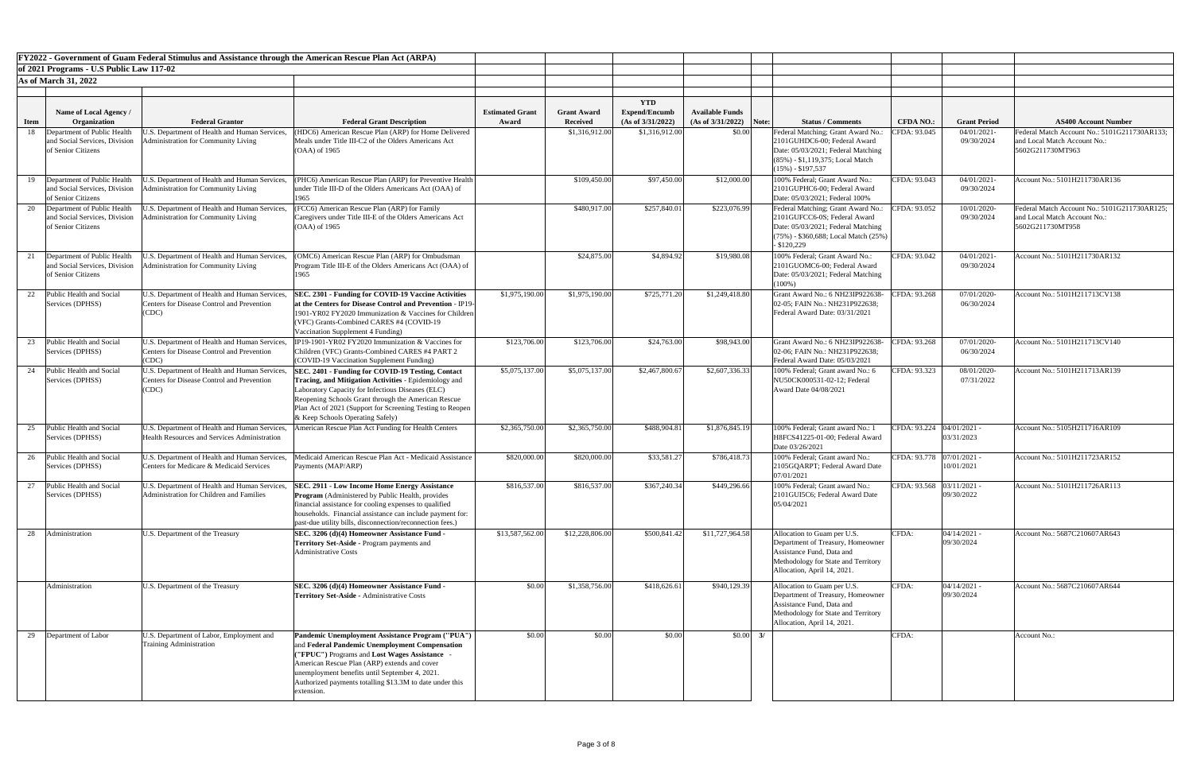**FY2022 - Government of Guam Federal Stimulus and Assistance through the American Rescue Plan Act (ARPA)**

**of 2021 Programs - U.S Public Law 117-02**

**As of March 31, 2022**

| Item | Name of Local Agency / Organization | Federal Grantor | Federal Grant Description | Estimated Grant Award | Grant Award Received | YTD Expend/Encumb (As of 3/31/2022) | Available Funds (As of 3/31/2022) | Note: | Status / Comments | CFDA NO.: | Grant Period | AS400 Account Number |
|---|---|---|---|---|---|---|---|---|---|---|---|---|
| 18 | Department of Public Health and Social Services, Division of Senior Citizens | U.S. Department of Health and Human Services, Administration for Community Living | (HDC6) American Rescue Plan (ARP) for Home Delivered Meals under Title III-C2 of the Olders Americans Act (OAA) of 1965 | | $1,316,912.00 | $1,316,912.00 | $0.00 | | Federal Matching; Grant Award No.: 2101GUHDC6-00; Federal Award Date: 05/03/2021; Federal Matching (85%) - $1,119,375; Local Match (15%) - $197,537 | CFDA: 93.045 | 04/01/2021-09/30/2024 | Federal Match Account No.: 5101G211730AR133; and Local Match Account No.: 5602G211730MT963 |
| 19 | Department of Public Health and Social Services, Division of Senior Citizens | U.S. Department of Health and Human Services, Administration for Community Living | (PHC6) American Rescue Plan (ARP) for Preventive Health under Title III-D of the Olders Americans Act (OAA) of 1965 | | $109,450.00 | $97,450.00 | $12,000.00 | | 100% Federal; Grant Award No.: 2101GUPHC6-00; Federal Award Date: 05/03/2021; Federal 100% | CFDA: 93.043 | 04/01/2021-09/30/2024 | Account No.: 5101H211730AR136 |
| 20 | Department of Public Health and Social Services, Division of Senior Citizens | U.S. Department of Health and Human Services, Administration for Community Living | (FCC6) American Rescue Plan (ARP) for Family Caregivers under Title III-E of the Olders Americans Act (OAA) of 1965 | | $480,917.00 | $257,840.01 | $223,076.99 | | Federal Matching; Grant Award No.: 2101GUFCC6-0S; Federal Award Date: 05/03/2021; Federal Matching (75%) - $360,688; Local Match (25%) - $120,229 | CFDA: 93.052 | 10/01/2020-09/30/2024 | Federal Match Account No.: 5101G211730AR125; and Local Match Account No.: 5602G211730MT958 |
| 21 | Department of Public Health and Social Services, Division of Senior Citizens | U.S. Department of Health and Human Services, Administration for Community Living | (OMC6) American Rescue Plan (ARP) for Ombudsman Program Title III-E of the Olders Americans Act (OAA) of 1965 | | $24,875.00 | $4,894.92 | $19,980.08 | | 100% Federal; Grant Award No.: 2101GUOMC6-00; Federal Award Date: 05/03/2021; Federal Matching (100%) | CFDA: 93.042 | 04/01/2021-09/30/2024 | Account No.: 5101H211730AR132 |
| 22 | Public Health and Social Services (DPHSS) | U.S. Department of Health and Human Services, Centers for Disease Control and Prevention (CDC) | **SEC. 2301 - Funding for COVID-19 Vaccine Activities at the Centers for Disease Control and Prevention** - IP19-1901-YR02 FY2020 Immunization & Vaccines for Children (VFC) Grants-Combined CARES #4 (COVID-19 Vaccination Supplement 4 Funding) | $1,975,190.00 | $1,975,190.00 | $725,771.20 | $1,249,418.80 | | Grant Award No.: 6 NH23IP922638-02-05; FAIN No.: NH231P922638; Federal Award Date: 03/31/2021 | CFDA: 93.268 | 07/01/2020-06/30/2024 | Account No.: 5101H211713CV138 |
| 23 | Public Health and Social Services (DPHSS) | U.S. Department of Health and Human Services, Centers for Disease Control and Prevention (CDC) | IP19-1901-YR02 FY2020 Immunization & Vaccines for Children (VFC) Grants-Combined CARES #4 PART 2 (COVID-19 Vaccination Supplement Funding) | $123,706.00 | $123,706.00 | $24,763.00 | $98,943.00 | | Grant Award No.: 6 NH23IP922638-02-06; FAIN No.: NH231P922638; Federal Award Date: 05/03/2021 | CFDA: 93.268 | 07/01/2020-06/30/2024 | Account No.: 5101H211713CV140 |
| 24 | Public Health and Social Services (DPHSS) | U.S. Department of Health and Human Services, Centers for Disease Control and Prevention (CDC) | **SEC. 2401 - Funding for COVID-19 Testing, Contact Tracing, and Mitigation Activities** - Epidemiology and Laboratory Capacity for Infectious Diseases (ELC) Reopening Schools Grant through the American Rescue Plan Act of 2021 (Support for Screening Testing to Reopen & Keep Schools Operating Safely) | $5,075,137.00 | $5,075,137.00 | $2,467,800.67 | $2,607,336.33 | | 100% Federal; Grant award No.: 6 NU50CK000531-02-12; Federal Award Date 04/08/2021 | CFDA: 93.323 | 08/01/2020-07/31/2022 | Account No.: 5101H211713AR139 |
| 25 | Public Health and Social Services (DPHSS) | U.S. Department of Health and Human Services, Health Resources and Services Administration | American Rescue Plan Act Funding for Health Centers | $2,365,750.00 | $2,365,750.00 | $488,904.81 | $1,876,845.19 | | 100% Federal; Grant award No.: 1 H8FCS41225-01-00; Federal Award Date 03/26/2021 | CFDA: 93.224 | 04/01/2021 - 03/31/2023 | Account No.: 5105H211716AR109 |
| 26 | Public Health and Social Services (DPHSS) | U.S. Department of Health and Human Services, Centers for Medicare & Medicaid Services | Medicaid American Rescue Plan Act - Medicaid Assistance Payments (MAP/ARP) | $820,000.00 | $820,000.00 | $33,581.27 | $786,418.73 | | 100% Federal; Grant award No.: 2105GQARPT; Federal Award Date 07/01/2021 | CFDA: 93.778 | 07/01/2021 - 10/01/2021 | Account No.: 5101H211723AR152 |
| 27 | Public Health and Social Services (DPHSS) | U.S. Department of Health and Human Services, Administration for Children and Families | **SEC. 2911 - Low Income Home Energy Assistance Program** (Administered by Public Health, provides financial assistance for cooling expenses to qualified households. Financial assistance can include payment for: past-due utility bills, disconnection/reconnection fees.) | $816,537.00 | $816,537.00 | $367,240.34 | $449,296.66 | | 100% Federal; Grant award No.: 2101GUI5C6; Federal Award Date 05/04/2021 | CFDA: 93.568 | 03/11/2021 - 09/30/2022 | Account No.: 5101H211726AR113 |
| 28 | Administration | U.S. Department of the Treasury | **SEC. 3206 (d)(4) Homeowner Assistance Fund - Territory Set-Aside** - Program payments and Administrative Costs | $13,587,562.00 | $12,228,806.00 | $500,841.42 | $11,727,964.58 | | Allocation to Guam per U.S. Department of Treasury, Homeowner Assistance Fund, Data and Methodology for State and Territory Allocation, April 14, 2021. | CFDA: | 04/14/2021 - 09/30/2024 | Account No.: 5687C210607AR643 |
| | Administration | U.S. Department of the Treasury | **SEC. 3206 (d)(4) Homeowner Assistance Fund - Territory Set-Aside** - Administrative Costs | $0.00 | $1,358,756.00 | $418,626.61 | $940,129.39 | | Allocation to Guam per U.S. Department of Treasury, Homeowner Assistance Fund, Data and Methodology for State and Territory Allocation, April 14, 2021. | CFDA: | 04/14/2021 - 09/30/2024 | Account No.: 5687C210607AR644 |
| 29 | Department of Labor | U.S. Department of Labor, Employment and Training Administration | **Pandemic Unemployment Assistance Program ("PUA")** and **Federal Pandemic Unemployment Compensation ("FPUC")** Programs and **Lost Wages Assistance** - American Rescue Plan (ARP) extends and cover unemployment benefits until September 4, 2021. Authorized payments totalling $13.3M to date under this extension. | $0.00 | $0.00 | $0.00 | $0.00 | 3/ | | CFDA: | | Account No.: |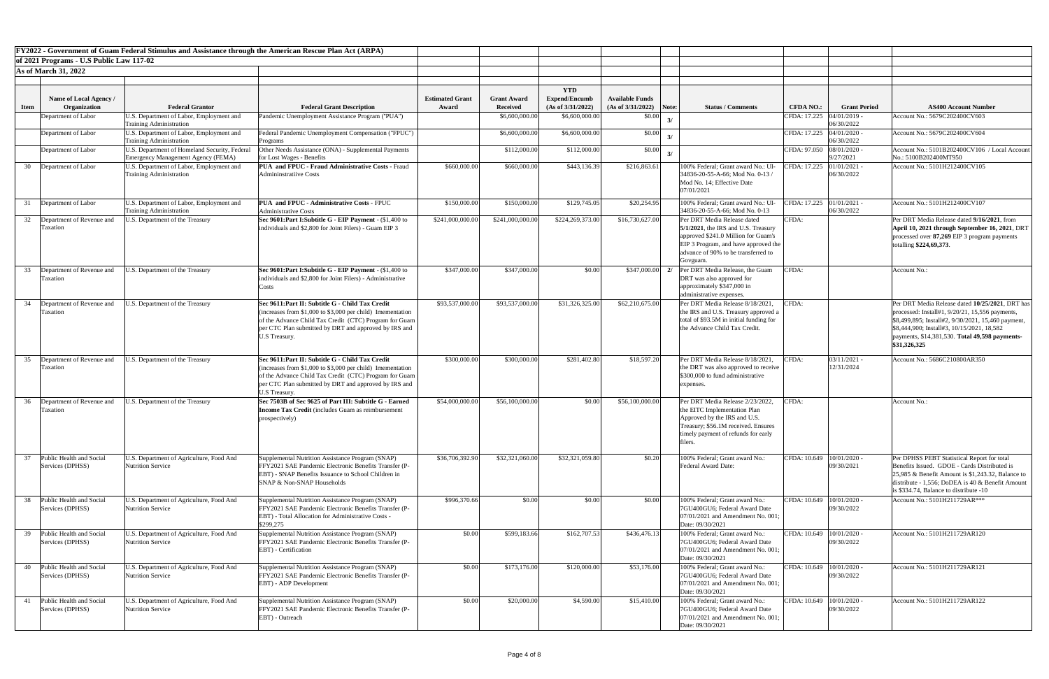**FY2022 - Government of Guam Federal Stimulus and Assistance through the American Rescue Plan Act (ARPA)**

**of 2021 Programs - U.S Public Law 117-02**

**As of March 31, 2022**

| Item | Name of Local Agency / Organization | Federal Grantor | Federal Grant Description | Estimated Grant Award | Grant Award Received | YTD Expend/Encumb (As of 3/31/2022) | Available Funds (As of 3/31/2022) | Note: | Status / Comments | CFDA NO.: | Grant Period | AS400 Account Number |
|---|---|---|---|---|---|---|---|---|---|---|---|---|
| | Department of Labor | U.S. Department of Labor, Employment and Training Administration | Pandemic Unemployment Assistance Program ("PUA") | | $6,600,000.00 | $6,600,000.00 | $0.00 | 3/ | | CFDA: 17.225 | 04/01/2019 - 06/30/2022 | Account No.: 5679C202400CV603 |
| | Department of Labor | U.S. Department of Labor, Employment and Training Administration | Federal Pandemic Unemployment Compensation ("FPUC") Programs | | $6,600,000.00 | $6,600,000.00 | $0.00 | 3/ | | CFDA: 17.225 | 04/01/2020 - 06/30/2022 | Account No.: 5679C202400CV604 |
| | Department of Labor | U.S. Department of Homeland Security, Federal Emergency Management Agency (FEMA) | Other Needs Assistance (ONA) - Supplemental Payments for Lost Wages - Benefits | | $112,000.00 | $112,000.00 | $0.00 | 3/ | | CFDA: 97.050 | 08/01/2020 - 9/27/2021 | Account No.: 5101B202400CV106 / Local Account No.: 5100B202400MT950 |
| 30 | Department of Labor | U.S. Department of Labor, Employment and Training Administration | **PUA and FPUC - Fraud Administrative Costs** - Fraud Admininstratiive Costs | $660,000.00 | $660,000.00 | $443,136.39 | $216,863.61 | | 100% Federal; Grant award No.: UI-34836-20-55-A-66; Mod No. 0-13 / Mod No. 14; Effective Date 07/01/2021 | CFDA: 17.225 | 01/01/2021 - 06/30/2022 | Account No.: 5101H212400CV105 |
| 31 | Department of Labor | U.S. Department of Labor, Employment and Training Administration | **PUA and FPUC - Administrative Costs** - FPUC Administrative Costs | $150,000.00 | $150,000.00 | $129,745.05 | $20,254.95 | | 100% Federal; Grant award No.: UI-34836-20-55-A-66; Mod No. 0-13 | CFDA: 17.225 | 01/01/2021 - 06/30/2022 | Account No.: 5101H212400CV107 |
| 32 | Department of Revenue and Taxation | U.S. Department of the Treasury | **Sec 9601:Part I:Subtitle G - EIP Payment** - ($1,400 to individuals and $2,800 for Joint Filers) - Guam EIP 3 | $241,000,000.00 | $241,000,000.00 | $224,269,373.00 | $16,730,627.00 | | Per DRT Media Release dated **5/1/2021**, the IRS and U.S. Treasury approved $241.0 Million for Guam's EIP 3 Program, and have approved the advance of 90% to be transferred to Govguam. | CFDA: | | Per DRT Media Release dated **9/16/2021**, from **April 10, 2021 through September 16, 2021**, DRT processed over **87,269** EIP 3 program payments totalling **$224,69,373**. |
| 33 | Department of Revenue and Taxation | U.S. Department of the Treasury | **Sec 9601:Part I:Subtitle G - EIP Payment** - ($1,400 to individuals and $2,800 for Joint Filers) - Administrative Costs | $347,000.00 | $347,000.00 | $0.00 | $347,000.00 | 2/ | Per DRT Media Release, the Guam DRT was also approved for approximately $347,000 in administrative expenses. | CFDA: | | Account No.: |
| 34 | Department of Revenue and Taxation | U.S. Department of the Treasury | **Sec 9611:Part II: Subtitle G - Child Tax Credit** (increases from $1,000 to $3,000 per child) Imementation of the Advance Child Tax Credit (CTC) Program for Guam per CTC Plan submitted by DRT and approved by IRS and U.S Treasury. | $93,537,000.00 | $93,537,000.00 | $31,326,325.00 | $62,210,675.00 | | Per DRT Media Release 8/18/2021, the IRS and U.S. Treasury approved a total of $93.5M in initial funding for the Advance Child Tax Credit. | CFDA: | | Per DRT Media Release dated **10/25/2021**, DRT has processed: Install#1, 9/20/21, 15,556 payments, $8,499,895; Install#2, 9/30/2021, 15,460 payment, $8,444,900; Install#3, 10/15/2021, 18,582 payments, $14,381,530. **Total 49,598 payments-$31,326,325** |
| 35 | Department of Revenue and Taxation | U.S. Department of the Treasury | **Sec 9611:Part II: Subtitle G - Child Tax Credit** (increases from $1,000 to $3,000 per child) Imementation of the Advance Child Tax Credit (CTC) Program for Guam per CTC Plan submitted by DRT and approved by IRS and U.S Treasury. | $300,000.00 | $300,000.00 | $281,402.80 | $18,597.20 | | Per DRT Media Release 8/18/2021, the DRT was also approved to receive $300,000 to fund administrative expenses. | CFDA: | 03/11/2021 - 12/31/2024 | Account No.: 5686C210800AR350 |
| 36 | Department of Revenue and Taxation | U.S. Department of the Treasury | **Sec 7503B of Sec 9625 of Part III: Subtitle G - Earned Income Tax Credit** (includes Guam as reimbursement prospectively) | $54,000,000.00 | $56,100,000.00 | $0.00 | $56,100,000.00 | | Per DRT Media Release 2/23/2022, the EITC Implementation Plan Approved by the IRS and U.S. Treasury; $56.1M received. Ensures timely payment of refunds for early filers. | CFDA: | | Account No.: |
| 37 | Public Health and Social Services (DPHSS) | U.S. Department of Agriculture, Food And Nutrition Service | Supplemental Nutrition Assistance Program (SNAP) FFY2021 SAE Pandemic Electronic Benefits Transfer (P-EBT) - SNAP Benefits Issuance to School Children in SNAP & Non-SNAP Households | $36,706,392.90 | $32,321,060.00 | $32,321,059.80 | $0.20 | | 100% Federal; Grant award No.: Federal Award Date: | CFDA: 10.649 | 10/01/2020 - 09/30/2021 | Per DPHSS PEBT Statistical Report for total Benefits Issued. GDOE - Cards Distributed is 25,985 & Benefit Amount is $1,243.32, Balance to distribute - 1,556; DoDEA is 40 & Benefit Amount is $334.74, Balance to distribute -10 |
| 38 | Public Health and Social Services (DPHSS) | U.S. Department of Agriculture, Food And Nutrition Service | Supplemental Nutrition Assistance Program (SNAP) FFY2021 SAE Pandemic Electronic Benefits Transfer (P-EBT) - Total Allocation for Administrative Costs - $299,275 | $996,370.66 | $0.00 | $0.00 | $0.00 | | 100% Federal; Grant award No.: 7GU400GU6; Federal Award Date 07/01/2021 and Amendment No. 001; Date: 09/30/2021 | CFDA: 10.649 | 10/01/2020 - 09/30/2022 | Account No.: 5101H211729AR*** |
| 39 | Public Health and Social Services (DPHSS) | U.S. Department of Agriculture, Food And Nutrition Service | Supplemental Nutrition Assistance Program (SNAP) FFY2021 SAE Pandemic Electronic Benefits Transfer (P-EBT) - Certification | $0.00 | $599,183.66 | $162,707.53 | $436,476.13 | | 100% Federal; Grant award No.: 7GU400GU6; Federal Award Date 07/01/2021 and Amendment No. 001; Date: 09/30/2021 | CFDA: 10.649 | 10/01/2020 - 09/30/2022 | Account No.: 5101H211729AR120 |
| 40 | Public Health and Social Services (DPHSS) | U.S. Department of Agriculture, Food And Nutrition Service | Supplemental Nutrition Assistance Program (SNAP) FFY2021 SAE Pandemic Electronic Benefits Transfer (P-EBT) - ADP Development | $0.00 | $173,176.00 | $120,000.00 | $53,176.00 | | 100% Federal; Grant award No.: 7GU400GU6; Federal Award Date 07/01/2021 and Amendment No. 001; Date: 09/30/2021 | CFDA: 10.649 | 10/01/2020 - 09/30/2022 | Account No.: 5101H211729AR121 |
| 41 | Public Health and Social Services (DPHSS) | U.S. Department of Agriculture, Food And Nutrition Service | Supplemental Nutrition Assistance Program (SNAP) FFY2021 SAE Pandemic Electronic Benefits Transfer (P-EBT) - Outreach | $0.00 | $20,000.00 | $4,590.00 | $15,410.00 | | 100% Federal; Grant award No.: 7GU400GU6; Federal Award Date 07/01/2021 and Amendment No. 001; Date: 09/30/2021 | CFDA: 10.649 | 10/01/2020 - 09/30/2022 | Account No.: 5101H211729AR122 |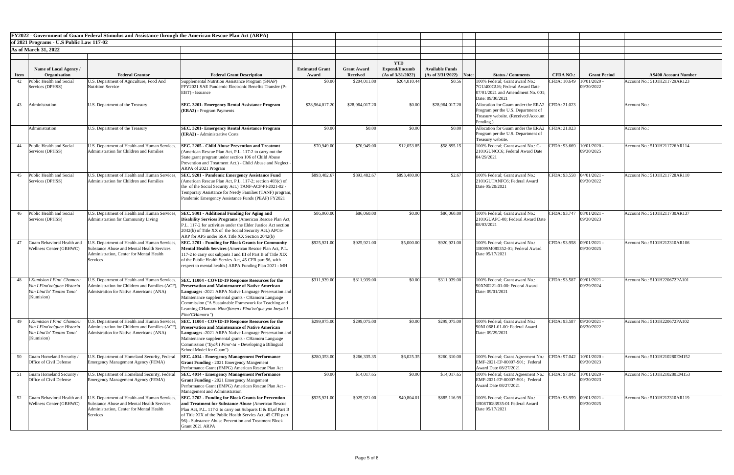**FY2022 - Government of Guam Federal Stimulus and Assistance through the American Rescue Plan Act (ARPA) of 2021 Programs - U.S Public Law 117-02**

**As of March 31, 2022**

| Item | Name of Local Agency / Organization | Federal Grantor | Federal Grant Description | Estimated Grant Award | Grant Award Received | YTD Expend/Encumb (As of 3/31/2022) | Available Funds (As of 3/31/2022) | Note: | Status / Comments | CFDA NO.: | Grant Period | AS400 Account Number |
|---|---|---|---|---|---|---|---|---|---|---|---|---|
| 42 | Public Health and Social Services (DPHSS) | U.S. Department of Agriculture, Food And Nutrition Service | Supplemental Nutrition Assistance Program (SNAP) FFY2021 SAE Pandemic Electronic Benefits Transfer (P-EBT) - Issuance | $0.00 | $204,011.00 | $204,010.44 | $0.56 | | 100% Federal; Grant award No.: 7GU400GU6; Federal Award Date 07/01/2021 and Amendment No. 001; Date: 09/30/2021 | CFDA: 10.649 | 10/01/2020 - 09/30/2022 | Account No.: 5101H211729AR123 |
| 43 | Administration | U.S. Department of the Treasury | **SEC. 3201- Emergency Rental Assistance Program (ERA2)** - Program Payments | $28,964,017.20 | $28,964,017.20 | $0.00 | $28,964,017.20 | | Allocation for Guam under the ERA2 Program per the U.S. Department of Treasury website. (Received/Account Pending.) | CFDA: 21.023 | | Account No.: |
| | Administration | U.S. Department of the Treasury | **SEC. 3201- Emergency Rental Assistance Program (ERA2)** - Administrative Costs | $0.00 | $0.00 | $0.00 | $0.00 | | Allocation for Guam under the ERA2 Program per the U.S. Department of Treasury website. | CFDA: 21.023 | | Account No.: |
| 44 | Public Health and Social Services (DPHSS) | U.S. Department of Health and Human Services, Administration for Children and Families | **SEC. 2205 - Child Abuse Prevention and Treatmnt** (American Rescue Plan Act, P.L. 117-2 to carry out the State grant program under section 106 of Child Abuse Prevention and Treatment Act.) - Child Abuse and Neglect - ARPA of 2021 Program | $70,949.00 | $70,949.00 | $12,053.85 | $58,895.15 | | 100% Federal; Grant award No.: G-2101GUNCC6; Federal Award Date 04/29/2021 | CFDA: 93.669 | 10/01/2020 - 09/30/2025 | Account No.: 5101H211726AR114 |
| 45 | Public Health and Social Services (DPHSS) | U.S. Department of Health and Human Services, Administration for Children and Families | **SEC. 9201 - Pandemic Emergency Assistance Fund** (American Rescue Plan Act, P.L. 117-2; section 403(c) of the of the Social Security Act.) TANF-ACF-PI-2021-02 - Temporary Assistance for Needy Families (TANF) program, Pandemic Emergency Assistance Funds (PEAF) FY2021 | $893,482.67 | $893,482.67 | $893,480.00 | $2.67 | | 100% Federal; Grant award No.: 2101GUTANFC6; Federal Award Date 05/20/2021 | CFDA: 93.558 | 04/01/2021 - 09/30/2022 | Account No.: 5101H211728AR110 |
| 46 | Public Health and Social Services (DPHSS) | U.S. Department of Health and Human Services, Administration for Community Living | **SEC. 9301 - Additional Funding for Aging and Disability Services Programs** (American Rescue Plan Act, P.L. 117-2 for activities under the Elder Justice Act section 2042(b) of Title XX of the Social Security Act.) APC6-ARP for APS under SSA Title XX Section 2042(b) | $86,060.00 | $86,060.00 | $0.00 | $86,060.00 | | 100% Federal; Grant award No.: 2101GUAPC-00; Federal Award Date 08/03/2021 | CFDA: 93.747 | 08/01/2021 - 09/30/2023 | Account No.: 5101H211730AR137 |
| 47 | Guam Behavioral Health and Wellness Center (GBHWC) | U.S. Department of Health and Human Services, Substance Abuse and Mental Health Services Administration, Center for Mental Health Services | **SEC. 2701 - Funding for Block Grants for Community Mental Health Services** (American Rescue Plan Act, P.L. 117-2 to carry out subparts I and III of Part B of Title XIX of the Public Health Servies Act, 45 CFR part 96, with respect to mental health.) ARPA Funding Plan 2021 - MH | $925,921.00 | $925,921.00 | $5,000.00 | $920,921.00 | | 100% Federal; Grant award No.: 1B09SM085352-01; Federal Award Date 05/17/2021 | CFDA: 93.958 | 09/01/2021 - 09/30/2025 | Account No.: 5101H212310AR106 |
| 48 | *I Kumision I Fino' Chamoru Yan I Fina'na'guen Historia Yan Lina'la' Taotao Tano'* (Kumision) | U.S. Department of Health and Human Services, Administration for Children and Families (ACF), Admistration for Native Americans (ANA) | **SEC. 11004 - COVID-19 Response Resources for the Preservation and Maintenance of Native American Languages** -2021 ARPA Native Language Preservation and Maintenance supplemental grants - CHamoru Language Commission ("A Sustainable Framework for Teaching and Learning CHamoru *Nina'fitmen i Fina'na'gue yan Ineyak i Fino'CHamoru"*) | $311,939.00 | $311,939.00 | $0.00 | $311,939.00 | | 100% Federal; Grant award No.: 90XN0221-01-00: Federal Award Date: 09/01/2021 | CFDA: 93.587 | 09/01/2021 - 09/29/2024 | Account No.: 5101H220672PA101 |
| 49 | *I Kumision I Fino' Chamoru Yan I Fina'na'guen Historia Yan Lina'la' Taotao Tano'* (Kumision) | U.S. Department of Health and Human Services, Administration for Children and Families (ACF), Admistration for Native Americans (ANA) | **SEC. 11004 - COVID-19 Response Resources for the Preservation and Maintenance of Native American Languages** -2021 ARPA Native Language Preservation and Maintenance supplemental grants - CHamoru Language Commission ("*Eyak I Fino'-ta* - Developing a Bilingual School Model for Guam") | $299,075.00 | $299,075.00 | $0.00 | $299,075.00 | | 100% Federal; Grant award No.: 90NL0681-01-00: Federal Award Date: 09/29/2021 | CFDA: 93.587 | 09/30/2021 - 06/30/2022 | Account No.: 5101H220672PA102 |
| 50 | Guam Homeland Security / Office of Civil Defense | U.S. Department of Homeland Security, Federal Emergency Management Agency (FEMA) | **SEC. 4014 - Emergency Management Performance Grant Funding** - 2021 Emergency Mangement Performance Grant (EMPG) American Rescue Plan Act | $280,353.00 | $266,335.35 | $6,025.35 | $260,310.00 | | 100% Federal; Grant Agreement No.: EMF-2021-EP-00007-S01; Federal Award Date 08/27/2021 | CFDA: 97.042 | 10/01/2020 - 09/30/2023 | Account No.: 5101H210280EM152 |
| 51 | Guam Homeland Security / Office of Civil Defense | U.S. Department of Homeland Security, Federal Emergency Management Agency (FEMA) | **SEC. 4014 - Emergency Management Performance Grant Funding** - 2021 Emergency Mangement Performance Grant (EMPG) American Rescue Plan Act - Management and Administration | $0.00 | $14,017.65 | $0.00 | $14,017.65 | | 100% Federal; Grant Agreement No.: EMF-2021-EP-00007-S01; Federal Award Date 08/27/2021 | CFDA: 97.042 | 10/01/2020 - 09/30/2023 | Account No.: 5101H210280EM153 |
| 52 | Guam Behavioral Health and Wellness Center (GBHWC) | U.S. Department of Health and Human Services, Substance Abuse and Mental Health Services Administration, Center for Mental Health Services | **SEC. 2702 - Funding for Block Grants for Prevention and Treatment for Substance Abuse** (American Rescue Plan Act, P.L. 117-2 to carry out Subparts II & III,of Part B of Title XIX of the Public Health Servies Act, 45 CFR part 96) - Substance Abuse Prevention and Treatment Block Grant 2021 ARPA | $925,921.00 | $925,921.00 | $40,804.01 | $885,116.99 | | 100% Federal; Grant award No.: 1B08TI083935-01 Federal Award Date 05/17/2021 | CFDA: 93.959 | 09/01/2021 - 09/30/2025 | Account No.: 5101H212310AR119 |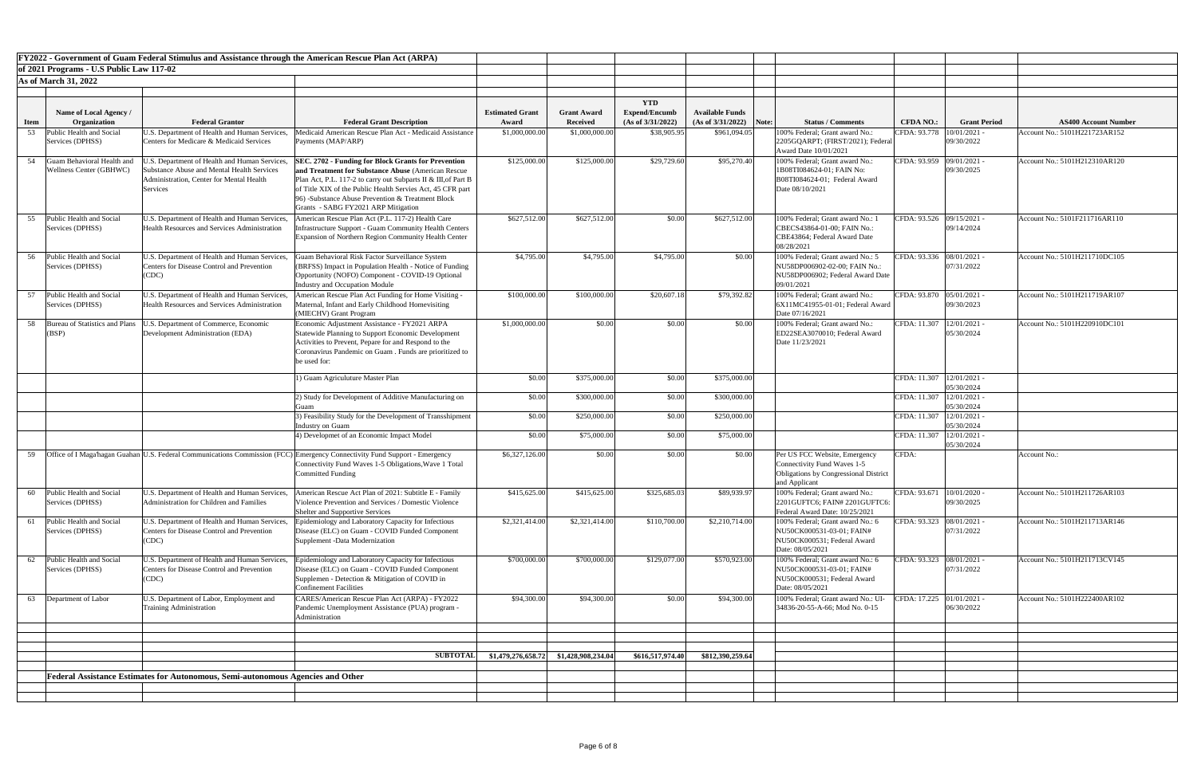**FY2022 - Government of Guam Federal Stimulus and Assistance through the American Rescue Plan Act (ARPA)**

**of 2021 Programs - U.S Public Law 117-02**

**As of March 31, 2022**

| Item | Name of Local Agency / Organization | Federal Grantor | Federal Grant Description | Estimated Grant Award | Grant Award Received | YTD Expend/Encumb (As of 3/31/2022) | Available Funds (As of 3/31/2022) | Note: | Status / Comments | CFDA NO.: | Grant Period | AS400 Account Number |
|---|---|---|---|---|---|---|---|---|---|---|---|---|
| 53 | Public Health and Social Services (DPHSS) | U.S. Department of Health and Human Services, Centers for Medicare & Medicaid Services | Medicaid American Rescue Plan Act - Medicaid Assistance Payments (MAP/ARP) | $1,000,000.00 | $1,000,000.00 | $38,905.95 | $961,094.05 | | 100% Federal; Grant award No.: 2205GQARPT; (FIRST/2021); Federal Award Date 10/01/2021 | CFDA: 93.778 | 10/01/2021 - 09/30/2022 | Account No.: 5101H221723AR152 |
| 54 | Guam Behavioral Health and Wellness Center (GBHWC) | U.S. Department of Health and Human Services, Substance Abuse and Mental Health Services Administration, Center for Mental Health Services | **SEC. 2702 - Funding for Block Grants for Prevention and Treatment for Substance Abuse** (American Rescue Plan Act, P.L. 117-2 to carry out Subparts II & III,of Part B of Title XIX of the Public Health Servies Act, 45 CFR part 96) -Substance Abuse Prevention & Treatment Block Grants - SABG FY2021 ARP Mitigation | $125,000.00 | $125,000.00 | $29,729.60 | $95,270.40 | | 100% Federal; Grant award No.: 1B08TI084624-01; FAIN No: B08TI084624-01; Federal Award Date 08/10/2021 | CFDA: 93.959 | 09/01/2021 - 09/30/2025 | Account No.: 5101H212310AR120 |
| 55 | Public Health and Social Services (DPHSS) | U.S. Department of Health and Human Services, Health Resources and Services Administration | American Rescue Plan Act (P.L. 117-2) Health Care Infrastructure Support - Guam Community Health Centers Expansion of Northern Region Community Health Center | $627,512.00 | $627,512.00 | $0.00 | $627,512.00 | | 100% Federal; Grant award No.: 1 CBECS43864-01-00; FAIN No.: CBE43864; Federal Award Date 08/28/2021 | CFDA: 93.526 | 09/15/2021 - 09/14/2024 | Account No.: 5101F211716AR110 |
| 56 | Public Health and Social Services (DPHSS) | U.S. Department of Health and Human Services, Centers for Disease Control and Prevention (CDC) | Guam Behavioral Risk Factor Surveillance System (BRFSS) Impact in Population Health - Notice of Funding Opportunity (NOFO) Component - COVID-19 Optional Industry and Occupation Module | $4,795.00 | $4,795.00 | $4,795.00 | $0.00 | | 100% Federal; Grant award No.: 5 NU58DP006902-02-00; FAIN No.: NU58DP006902; Federal Award Date 09/01/2021 | CFDA: 93.336 | 08/01/2021 - 07/31/2022 | Account No.: 5101H211710DC105 |
| 57 | Public Health and Social Services (DPHSS) | U.S. Department of Health and Human Services, Health Resources and Services Administration | American Rescue Plan Act Funding for Home Visiting - Maternal, Infant and Early Childhood Homevisiting (MIECHV) Grant Program | $100,000.00 | $100,000.00 | $20,607.18 | $79,392.82 | | 100% Federal; Grant award No.: 6X11MC41955-01-01; Federal Award Date 07/16/2021 | CFDA: 93.870 | 05/01/2021 - 09/30/2023 | Account No.: 5101H211719AR107 |
| 58 | Bureau of Statistics and Plans (BSP) | U.S. Department of Commerce, Economic Development Administration (EDA) | Economic Adjustment Assistance - FY2021 ARPA Statewide Planning to Support Economic Development Activities to Prevent, Pepare for and Respond to the Coronavirus Pandemic on Guam . Funds are prioritized to be used for: | $1,000,000.00 | $0.00 | $0.00 | $0.00 | | 100% Federal; Grant award No.: ED22SEA3070010; Federal Award Date 11/23/2021 | CFDA: 11.307 | 12/01/2021 - 05/30/2024 | Account No.: 5101H220910DC101 |
| | | | 1) Guam Agriculuture Master Plan | $0.00 | $375,000.00 | $0.00 | $375,000.00 | | | CFDA: 11.307 | 12/01/2021 - 05/30/2024 | |
| | | | 2) Study for Development of Additive Manufacturing on Guam | $0.00 | $300,000.00 | $0.00 | $300,000.00 | | | CFDA: 11.307 | 12/01/2021 - 05/30/2024 | |
| | | | 3) Feasibility Study for the Development of Transshipment Industry on Guam | $0.00 | $250,000.00 | $0.00 | $250,000.00 | | | CFDA: 11.307 | 12/01/2021 - 05/30/2024 | |
| | | | 4) Developmet of an Economic Impact Model | $0.00 | $75,000.00 | $0.00 | $75,000.00 | | | CFDA: 11.307 | 12/01/2021 - 05/30/2024 | |
| 59 | Office of I Maga'hagan Guahan | U.S. Federal Communications Commission (FCC) | Emergency Connectivity Fund Support - Emergency Connectivity Fund Waves 1-5 Obligations,Wave 1 Total Committed Funding | $6,327,126.00 | $0.00 | $0.00 | $0.00 | | Per US FCC Website, Emergency Connectivity Fund Waves 1-5 Obligations by Congressional District and Applicant | CFDA: | | Account No.: |
| 60 | Public Health and Social Services (DPHSS) | U.S. Department of Health and Human Services, Administration for Children and Families | American Rescue Act Plan of 2021: Subtitle E - Family Violence Prevention and Services / Domestic Violence Shelter and Supportive Services | $415,625.00 | $415,625.00 | $325,685.03 | $89,939.97 | | 100% Federal; Grant award No.: 2201GUFTC6; FAIN# 2201GUFTC6: Federal Award Date: 10/25/2021 | CFDA: 93.671 | 10/01/2020 - 09/30/2025 | Account No.: 5101H211726AR103 |
| 61 | Public Health and Social Services (DPHSS) | U.S. Department of Health and Human Services, Centers for Disease Control and Prevention (CDC) | Epidemiology and Laboratory Capacity for Infectious Disease (ELC) on Guam - COVID Funded Component Supplement -Data Modernization | $2,321,414.00 | $2,321,414.00 | $110,700.00 | $2,210,714.00 | | 100% Federal; Grant award No.: 6 NU50CK000531-03-01; FAIN# NU50CK000531; Federal Award Date: 08/05/2021 | CFDA: 93.323 | 08/01/2021 - 07/31/2022 | Account No.: 5101H211713AR146 |
| 62 | Public Health and Social Services (DPHSS) | U.S. Department of Health and Human Services, Centers for Disease Control and Prevention (CDC) | Epidemiology and Laboratory Capacity for Infectious Disease (ELC) on Guam - COVID Funded Component Supplemen - Detection & Mitigation of COVID in Confinement Facilities | $700,000.00 | $700,000.00 | $129,077.00 | $570,923.00 | | 100% Federal; Grant award No.: 6 NU50CK000531-03-01; FAIN# NU50CK000531; Federal Award Date: 08/05/2021 | CFDA: 93.323 | 08/01/2021 - 07/31/2022 | Account No.: 5101H211713CV145 |
| 63 | Department of Labor | U.S. Department of Labor, Employment and Training Administration | CARES/American Rescue Plan Act (ARPA) - FY2022 Pandemic Unemployment Assistance (PUA) program - Administration | $94,300.00 | $94,300.00 | $0.00 | $94,300.00 | | 100% Federal; Grant award No.: UI-34836-20-55-A-66; Mod No. 0-15 | CFDA: 17.225 | 01/01/2021 - 06/30/2022 | Account No.: 5101H222400AR102 |
| | | | **SUBTOTAL** | **$1,479,276,658.72** | **$1,428,908,234.04** | **$616,517,974.40** | **$812,390,259.64** | | | | | |

**Federal Assistance Estimates for Autonomous, Semi-autonomous Agencies and Other**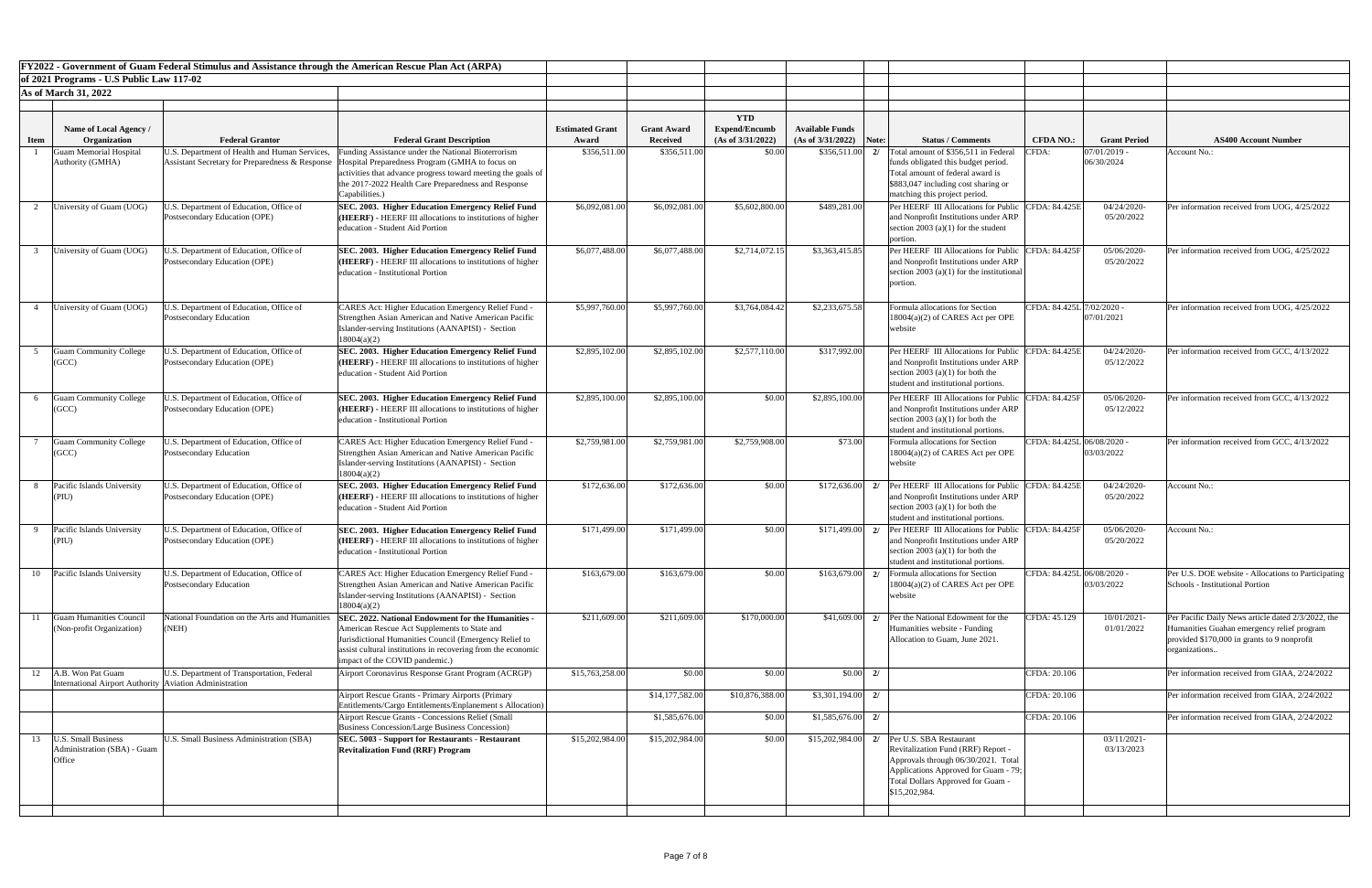**FY2022 - Government of Guam Federal Stimulus and Assistance through the American Rescue Plan Act (ARPA)**

**of 2021 Programs - U.S Public Law 117-02**

**As of March 31, 2022**

| Item | Name of Local Agency / Organization | Federal Grantor | Federal Grant Description | Estimated Grant Award | Grant Award Received | YTD Expend/Encumb (As of 3/31/2022) | Available Funds (As of 3/31/2022) | Note: | Status / Comments | CFDA NO.: | Grant Period | AS400 Account Number |
|---|---|---|---|---|---|---|---|---|---|---|---|---|
| 1 | Guam Memorial Hospital Authority (GMHA) | U.S. Department of Health and Human Services, Assistant Secretary for Preparedness & Response | Funding Assistance under the National Bioterrorism Hospital Preparedness Program (GMHA to focus on activities that advance progress toward meeting the goals of the 2017-2022 Health Care Preparedness and Response Capabilities.) | $356,511.00 | $356,511.00 | $0.00 | $356,511.00 | 2/ | Total amount of $356,511 in Federal funds obligated this budget period. Total amount of federal award is $883,047 including cost sharing or matching this project period. | CFDA: | 07/01/2019 - 06/30/2024 | Account No.: |
| 2 | University of Guam (UOG) | U.S. Department of Education, Office of Postsecondary Education (OPE) | **SEC. 2003. Higher Education Emergency Relief Fund (HEERF)** - HEERF III allocations to institutions of higher education - Student Aid Portion | $6,092,081.00 | $6,092,081.00 | $5,602,800.00 | $489,281.00 | | Per HEERF III Allocations for Public and Nonprofit Institutions under ARP section 2003 (a)(1) for the student portion. | CFDA: 84.425E | 04/24/2020- 05/20/2022 | Per information received from UOG, 4/25/2022 |
| 3 | University of Guam (UOG) | U.S. Department of Education, Office of Postsecondary Education (OPE) | **SEC. 2003. Higher Education Emergency Relief Fund (HEERF)** - HEERF III allocations to institutions of higher education - Institutional Portion | $6,077,488.00 | $6,077,488.00 | $2,714,072.15 | $3,363,415.85 | | Per HEERF III Allocations for Public and Nonprofit Institutions under ARP section 2003 (a)(1) for the institutional portion. | CFDA: 84.425F | 05/06/2020- 05/20/2022 | Per information received from UOG, 4/25/2022 |
| 4 | University of Guam (UOG) | U.S. Department of Education, Office of Postsecondary Education | CARES Act: Higher Education Emergency Relief Fund - Strengthen Asian American and Native American Pacific Islander-serving Institutions (AANAPISI) - Section 18004(a)(2) | $5,997,760.00 | $5,997,760.00 | $3,764,084.42 | $2,233,675.58 | | Formula allocations for Section 18004(a)(2) of CARES Act per OPE website | CFDA: 84.425L | 7/02/2020 - 07/01/2021 | Per information received from UOG, 4/25/2022 |
| 5 | Guam Community College (GCC) | U.S. Department of Education, Office of Postsecondary Education (OPE) | **SEC. 2003. Higher Education Emergency Relief Fund (HEERF)** - HEERF III allocations to institutions of higher education - Student Aid Portion | $2,895,102.00 | $2,895,102.00 | $2,577,110.00 | $317,992.00 | | Per HEERF III Allocations for Public and Nonprofit Institutions under ARP section 2003 (a)(1) for both the student and institutional portions. | CFDA: 84.425E | 04/24/2020- 05/12/2022 | Per information received from GCC, 4/13/2022 |
| 6 | Guam Community College (GCC) | U.S. Department of Education, Office of Postsecondary Education (OPE) | **SEC. 2003. Higher Education Emergency Relief Fund (HEERF)** - HEERF III allocations to institutions of higher education - Institutional Portion | $2,895,100.00 | $2,895,100.00 | $0.00 | $2,895,100.00 | | Per HEERF III Allocations for Public and Nonprofit Institutions under ARP section 2003 (a)(1) for both the student and institutional portions. | CFDA: 84.425F | 05/06/2020- 05/12/2022 | Per information received from GCC, 4/13/2022 |
| 7 | Guam Community College (GCC) | U.S. Department of Education, Office of Postsecondary Education | CARES Act: Higher Education Emergency Relief Fund - Strengthen Asian American and Native American Pacific Islander-serving Institutions (AANAPISI) - Section 18004(a)(2) | $2,759,981.00 | $2,759,981.00 | $2,759,908.00 | $73.00 | | Formula allocations for Section 18004(a)(2) of CARES Act per OPE website | CFDA: 84.425L | 06/08/2020 - 03/03/2022 | Per information received from GCC, 4/13/2022 |
| 8 | Pacific Islands University (PIU) | U.S. Department of Education, Office of Postsecondary Education (OPE) | **SEC. 2003. Higher Education Emergency Relief Fund (HEERF)** - HEERF III allocations to institutions of higher education - Student Aid Portion | $172,636.00 | $172,636.00 | $0.00 | $172,636.00 | 2/ | Per HEERF III Allocations for Public and Nonprofit Institutions under ARP section 2003 (a)(1) for both the student and institutional portions. | CFDA: 84.425E | 04/24/2020- 05/20/2022 | Account No.: |
| 9 | Pacific Islands University (PIU) | U.S. Department of Education, Office of Postsecondary Education (OPE) | **SEC. 2003. Higher Education Emergency Relief Fund (HEERF)** - HEERF III allocations to institutions of higher education - Institutional Portion | $171,499.00 | $171,499.00 | $0.00 | $171,499.00 | 2/ | Per HEERF III Allocations for Public and Nonprofit Institutions under ARP section 2003 (a)(1) for both the student and institutional portions. | CFDA: 84.425F | 05/06/2020- 05/20/2022 | Account No.: |
| 10 | Pacific Islands University | U.S. Department of Education, Office of Postsecondary Education | CARES Act: Higher Education Emergency Relief Fund - Strengthen Asian American and Native American Pacific Islander-serving Institutions (AANAPISI) - Section 18004(a)(2) | $163,679.00 | $163,679.00 | $0.00 | $163,679.00 | 2/ | Formula allocations for Section 18004(a)(2) of CARES Act per OPE website | CFDA: 84.425L | 06/08/2020 - 03/03/2022 | Per U.S. DOE website - Allocations to Participating Schools - Institutional Portion |
| 11 | Guam Humanities Council (Non-profit Organization) | National Foundation on the Arts and Humanities (NEH) | **SEC. 2022. National Endowment for the Humanities** - American Rescue Act Supplements to State and Jurisdictional Humanities Council (Emergency Relief to assist cultural institutions in recovering from the economic impact of the COVID pandemic.) | $211,609.00 | $211,609.00 | $170,000.00 | $41,609.00 | 2/ | Per the National Edowment for the Humanities website - Funding Allocation to Guam, June 2021. | CFDA: 45.129 | 10/01/2021- 01/01/2022 | Per Pacific Daily News article dated 2/3/2022, the Humanities Guahan emergency relief program provided $170,000 in grants to 9 nonprofit organizations.. |
| 12 | A.B. Won Pat Guam International Airport Authority | U.S. Department of Transportation, Federal Aviation Administration | Airport Coronavirus Response Grant Program (ACRGP) | $15,763,258.00 | $0.00 | $0.00 | $0.00 | 2/ | | CFDA: 20.106 | | Per information received from GIAA, 2/24/2022 |
| | | | Airport Rescue Grants - Primary Airports (Primary Entitlements/Cargo Entitlements/Enplanement s Allocation) | | $14,177,582.00 | $10,876,388.00 | $3,301,194.00 | 2/ | | CFDA: 20.106 | | Per information received from GIAA, 2/24/2022 |
| | | | Airport Rescue Grants - Concessions Relief (Small Business Concession/Large Business Concession) | | $1,585,676.00 | $0.00 | $1,585,676.00 | 2/ | | CFDA: 20.106 | | Per information received from GIAA, 2/24/2022 |
| 13 | U.S. Small Business Administration (SBA) - Guam Office | U.S. Small Business Administration (SBA) | **SEC. 5003 - Support for Restaurants - Restaurant Revitalization Fund (RRF) Program** | $15,202,984.00 | $15,202,984.00 | $0.00 | $15,202,984.00 | 2/ | Per U.S. SBA Restaurant Revitalization Fund (RRF) Report - Approvals through 06/30/2021. Total Applications Approved for Guam - 79; Total Dollars Approved for Guam - $15,202,984. | | 03/11/2021- 03/13/2023 | |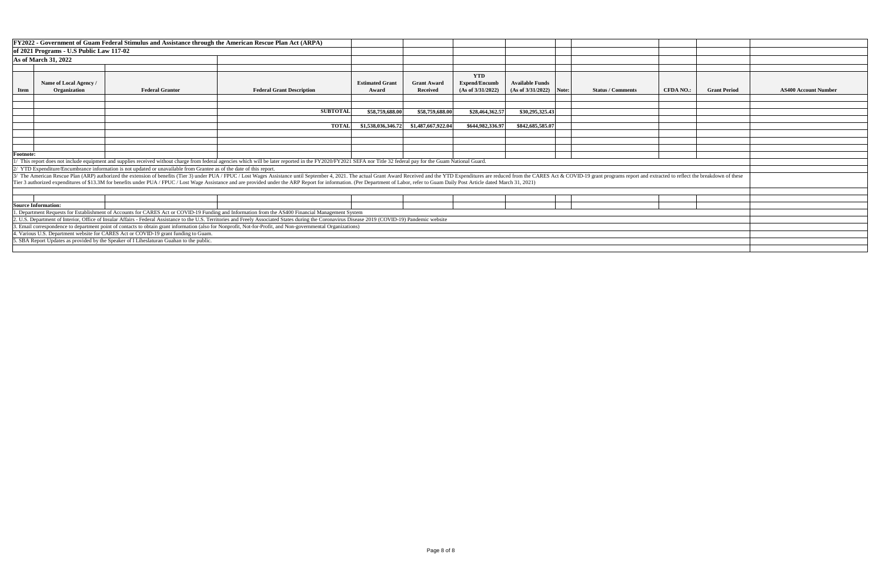**FY2022 - Government of Guam Federal Stimulus and Assistance through the American Rescue Plan Act (ARPA) of 2021 Programs - U.S Public Law 117-02**

**As of March 31, 2022**

| Item | Name of Local Agency / Organization | Federal Grantor | Federal Grant Description | Estimated Grant Award | Grant Award Received | YTD Expend/Encumb (As of 3/31/2022) | Available Funds (As of 3/31/2022) | Note: | Status / Comments | CFDA NO.: | Grant Period | AS400 Account Number |
|---|---|---|---|---|---|---|---|---|---|---|---|---|
| | | | **SUBTOTAL** | **$58,759,688.00** | **$58,759,688.00** | **$28,464,362.57** | **$30,295,325.43** | | | | | |
| | | | **TOTAL** | **$1,538,036,346.72** | **$1,487,667,922.04** | **$644,982,336.97** | **$842,685,585.07** | | | | | |

**Footnote:**

1/ This report does not include equipment and supplies received without charge from federal agencies which will be later reported in the FY2020/FY2021 SEFA nor Title 32 federal pay for the Guam National Guard.

2/ YTD Expenditure/Encumbrance information is not updated or unavailable from Grantee as of the date of this report.

3/ The American Rescue Plan (ARP) authorized the extension of benefits (Tier 3) under PUA / FPUC / Lost Wages Assistance until September 4, 2021. The actual Grant Award Received and the YTD Expenditures are reduced from the CARES Act & COVID-19 grant programs report and extracted to reflect the breakdown of these Tier 3 authorized expenditures of $13.3M for benefits under PUA / FPUC / Lost Wage Assistance and are provided under the ARP Report for information. (Per Department of Labor, refer to Guam Daily Post Article dated March 31, 2021)

**Source Information:**

1. Department Requests for Establishment of Accounts for CARES Act or COVID-19 Funding and Information from the AS400 Financial Management System
2. U.S. Department of Interior, Office of Insular Affairs - Federal Assistance to the U.S. Territories and Freely Associated States during the Coronavirus Disease 2019 (COVID-19) Pandemic website
3. Email correspondence to department point of contacts to obtain grant information (also for Nonprofit, Not-for-Profit, and Non-governmental Organizations)
4. Various U.S. Department website for CARES Act or COVID-19 grant funding to Guam.
5. SBA Report Updates as provided by the Speaker of I Liheslaturan Guahan to the public.